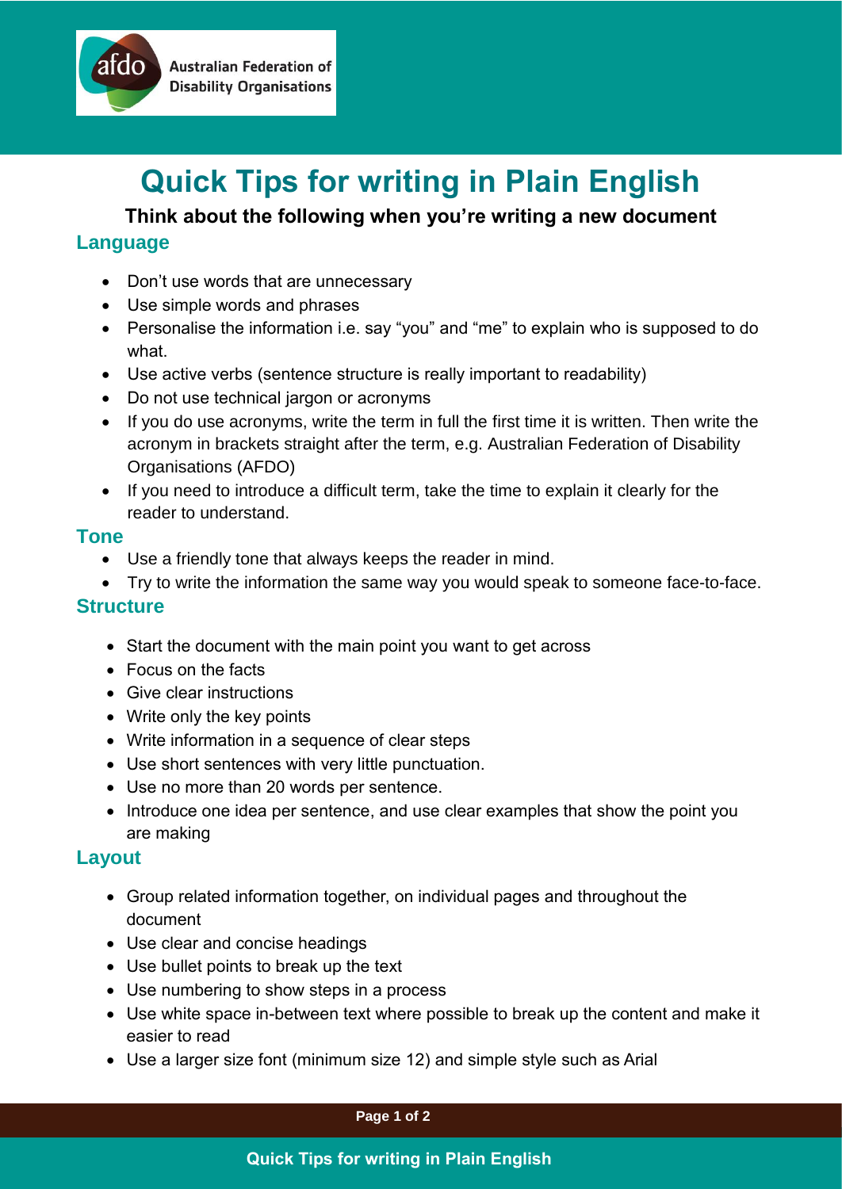Australian Federation of Disability Organisations

# Quick Tips for writing in Plain English

**Think about the following when you're writing a new document**

## Language

- Don't use words that are unnecessary
- Use simple words and phrases
- Personalise the information i.e. say "you" and "me" to explain who is supposed to do what.
- Use active verbs (sentence structure is really important to readability)
- Do not use technical jargon or acronyms
- If you do use acronyms, write the term in full the first time it is written. Then write the acronym in brackets straight after the term, e.g. Australian Federation of Disability Organisations (AFDO)
- If you need to introduce a difficult term, take the time to explain it clearly for the reader to understand.

## Tone

- Use a friendly tone that always keeps the reader in mind.
- Try to write the information the same way you would speak to someone face-to-face.

## Structure

- Start the document with the main point you want to get across
- Focus on the facts
- Give clear instructions
- Write only the key points
- Write information in a sequence of clear steps
- Use short sentences with very little punctuation.
- Use no more than 20 words per sentence.
- Introduce one idea per sentence, and use clear examples that show the point you are making

## Layout

- Group related information together, on individual pages and throughout the document
- Use clear and concise headings
- Use bullet points to break up the text
- Use numbering to show steps in a process
- Use white space in-between text where possible to break up the content and make it easier to read
- Use a larger size font (minimum size 12) and simple style such as Arial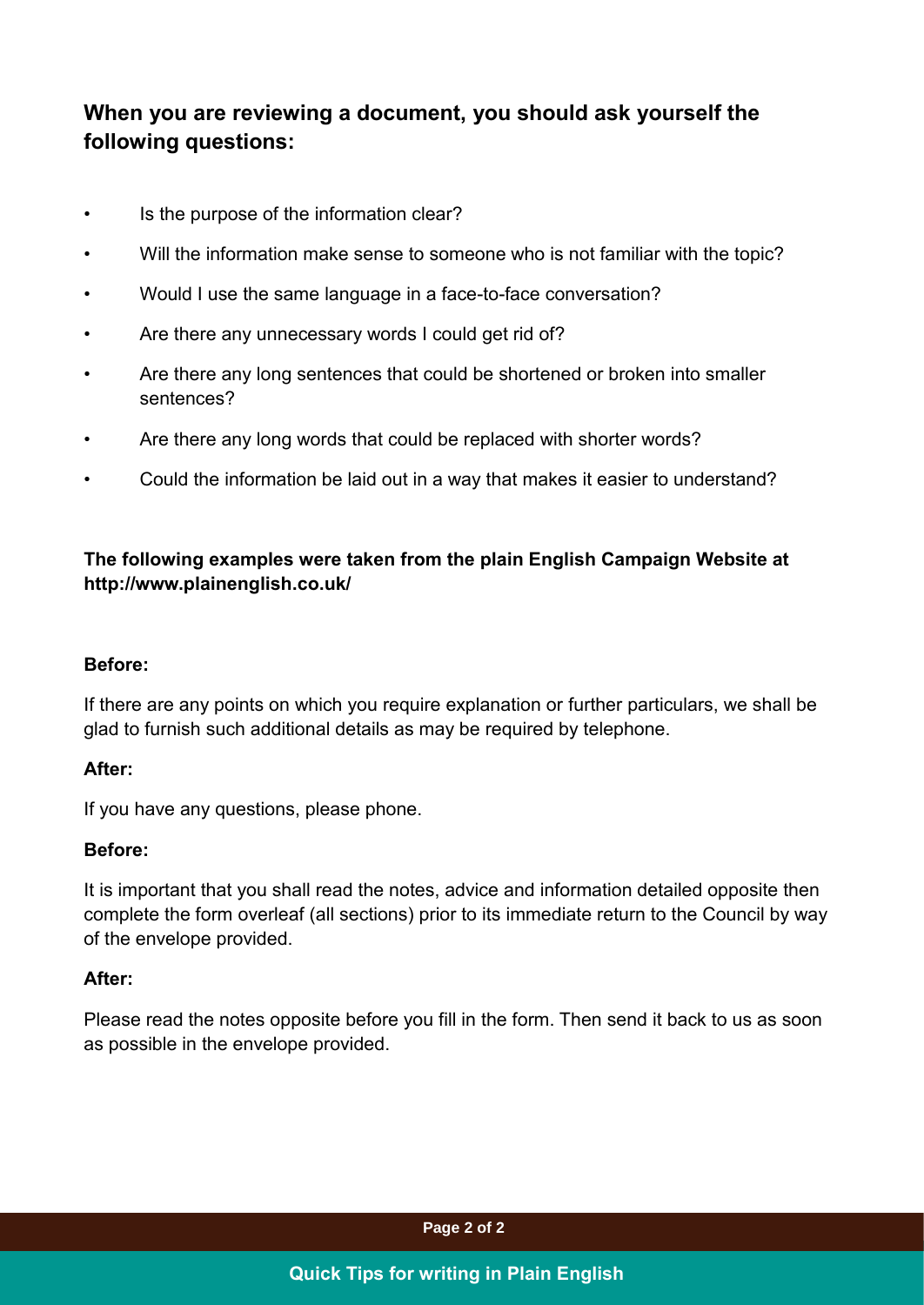## When you are reviewing a document, you should ask yourself the following questions:

- Is the purpose of the information clear?
- Will the information make sense to someone who is not familiar with the topic?
- Would I use the same language in a face-to-face conversation?
- Are there any unnecessary words I could get rid of?
- Are there any long sentences that could be shortened or broken into smaller sentences?
- Are there any long words that could be replaced with shorter words?
- Could the information be laid out in a way that makes it easier to understand?

**The following examples were taken from the plain English Campaign Website at http://www.plainenglish.co.uk/**

**Before:**

If there are any points on which you require explanation or further particulars, we shall be glad to furnish such additional details as may be required by telephone.

**After:**

If you have any questions, please phone.

**Before:**

It is important that you shall read the notes, advice and information detailed opposite then complete the form overleaf (all sections) prior to its immediate return to the Council by way of the envelope provided.

**After:**

Please read the notes opposite before you fill in the form. Then send it back to us as soon as possible in the envelope provided.